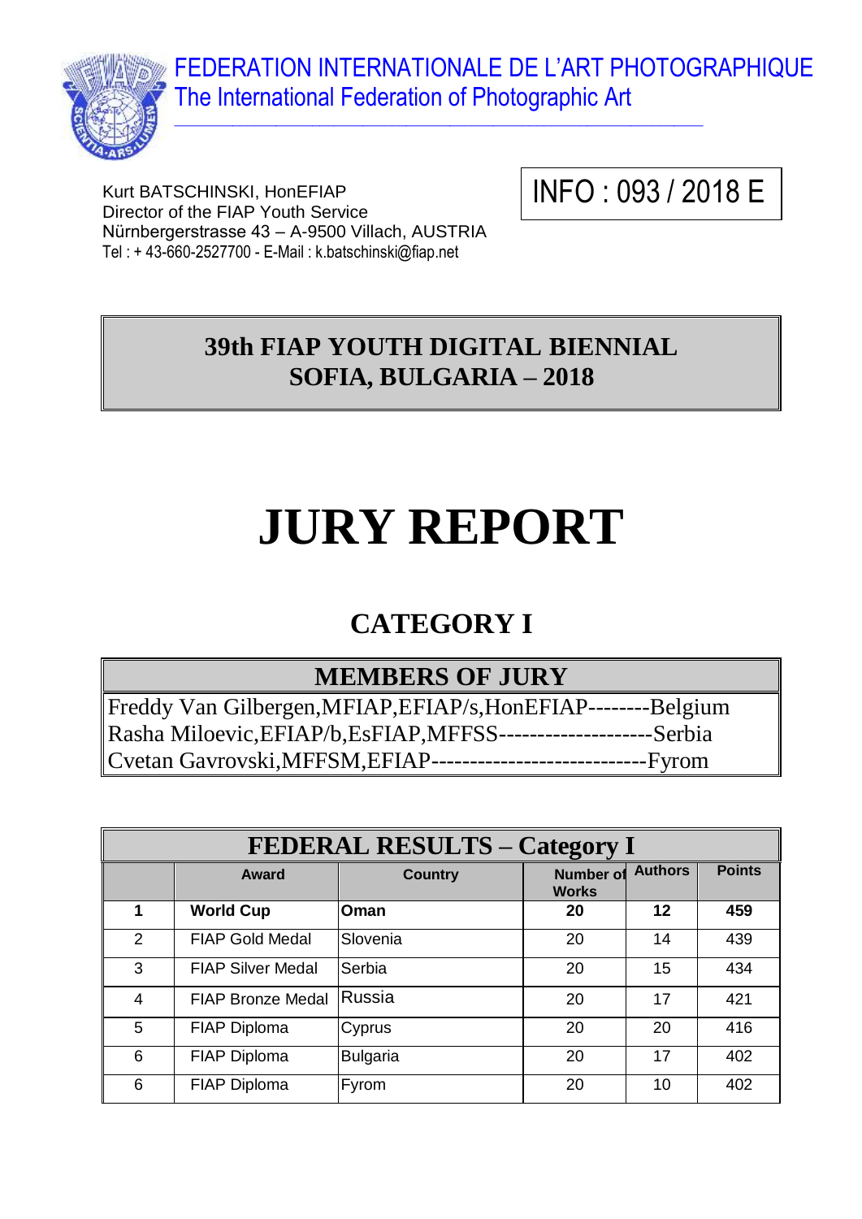FEDERATION INTERNATIONALE DE L'ART PHOTOGRAPHIQUE
The International Federation of Photographic Art

Kurt BATSCHINSKI, HonEFIAP
Director of the FIAP Youth Service
Nürnbergerstrasse 43 – A-9500 Villach, AUSTRIA
Tel : + 43-660-2527700 - E-Mail : k.batschinski@fiap.net

**INFO : 093 / 2018 E**

## 39th FIAP YOUTH DIGITAL BIENNIAL
## SOFIA, BULGARIA – 2018

# JURY REPORT

## CATEGORY I

| MEMBERS OF JURY |
|---|
| Freddy Van Gilbergen,MFIAP,EFIAP/s,HonEFIAP--------Belgium |
| Rasha Miloevic,EFIAP/b,EsFIAP,MFFSS--------------------Serbia |
| Cvetan Gavrovski,MFFSM,EFIAP----------------------------Fyrom |

**FEDERAL RESULTS – Category I**

| | Award | Country | Number of Works | Authors | Points |
|---|---|---|---|---|---|
| **1** | **World Cup** | **Oman** | **20** | **12** | **459** |
| 2 | FIAP Gold Medal | Slovenia | 20 | 14 | 439 |
| 3 | FIAP Silver Medal | Serbia | 20 | 15 | 434 |
| 4 | FIAP Bronze Medal | Russia | 20 | 17 | 421 |
| 5 | FIAP Diploma | Cyprus | 20 | 20 | 416 |
| 6 | FIAP Diploma | Bulgaria | 20 | 17 | 402 |
| 6 | FIAP Diploma | Fyrom | 20 | 10 | 402 |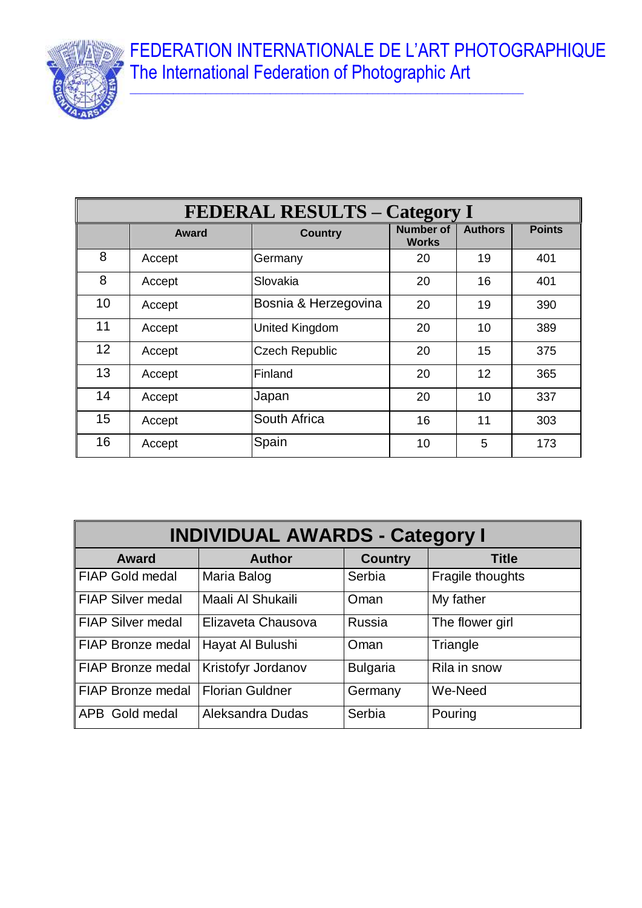FEDERATION INTERNATIONALE DE L'ART PHOTOGRAPHIQUE
The International Federation of Photographic Art

| FEDERAL RESULTS – Category I | | | | | |
|---|---|---|---|---|---|
| | Award | Country | Number of Works | Authors | Points |
| 8 | Accept | Germany | 20 | 19 | 401 |
| 8 | Accept | Slovakia | 20 | 16 | 401 |
| 10 | Accept | Bosnia & Herzegovina | 20 | 19 | 390 |
| 11 | Accept | United Kingdom | 20 | 10 | 389 |
| 12 | Accept | Czech Republic | 20 | 15 | 375 |
| 13 | Accept | Finland | 20 | 12 | 365 |
| 14 | Accept | Japan | 20 | 10 | 337 |
| 15 | Accept | South Africa | 16 | 11 | 303 |
| 16 | Accept | Spain | 10 | 5 | 173 |

| INDIVIDUAL AWARDS - Category I | | | |
|---|---|---|---|
| Award | Author | Country | Title |
| FIAP Gold medal | Maria Balog | Serbia | Fragile thoughts |
| FIAP Silver medal | Maali Al Shukaili | Oman | My father |
| FIAP Silver medal | Elizaveta Chausova | Russia | The flower girl |
| FIAP Bronze medal | Hayat Al Bulushi | Oman | Triangle |
| FIAP Bronze medal | Kristofyr Jordanov | Bulgaria | Rila in snow |
| FIAP Bronze medal | Florian Guldner | Germany | We-Need |
| APB Gold medal | Aleksandra Dudas | Serbia | Pouring |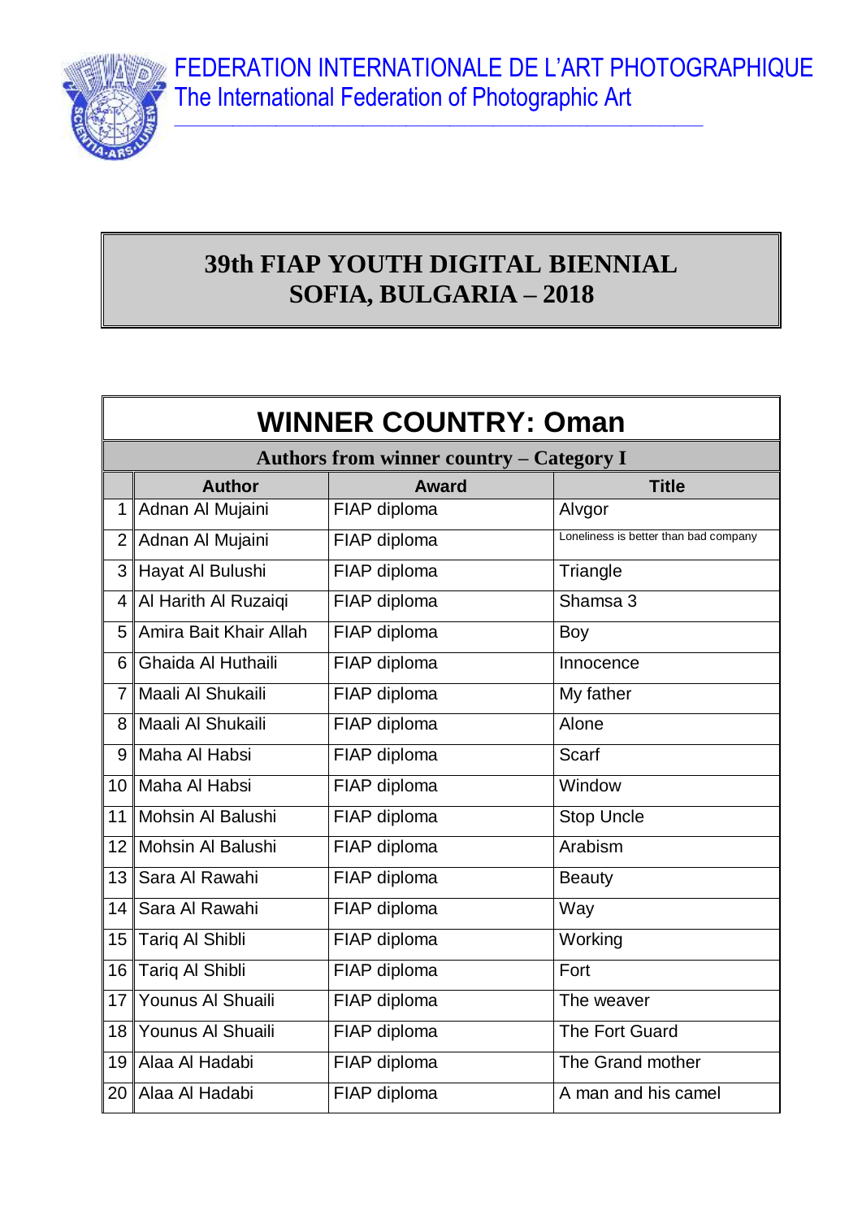FEDERATION INTERNATIONALE DE L'ART PHOTOGRAPHIQUE
The International Federation of Photographic Art

# 39th FIAP YOUTH DIGITAL BIENNIAL
# SOFIA, BULGARIA – 2018

## WINNER COUNTRY: Oman

### Authors from winner country – Category I

| | Author | Award | Title |
|---|---|---|---|
| 1 | Adnan Al Mujaini | FIAP diploma | Alvgor |
| 2 | Adnan Al Mujaini | FIAP diploma | Loneliness is better than bad company |
| 3 | Hayat Al Bulushi | FIAP diploma | Triangle |
| 4 | Al Harith Al Ruzaiqi | FIAP diploma | Shamsa 3 |
| 5 | Amira Bait Khair Allah | FIAP diploma | Boy |
| 6 | Ghaida Al Huthaili | FIAP diploma | Innocence |
| 7 | Maali Al Shukaili | FIAP diploma | My father |
| 8 | Maali Al Shukaili | FIAP diploma | Alone |
| 9 | Maha Al Habsi | FIAP diploma | Scarf |
| 10 | Maha Al Habsi | FIAP diploma | Window |
| 11 | Mohsin Al Balushi | FIAP diploma | Stop Uncle |
| 12 | Mohsin Al Balushi | FIAP diploma | Arabism |
| 13 | Sara Al Rawahi | FIAP diploma | Beauty |
| 14 | Sara Al Rawahi | FIAP diploma | Way |
| 15 | Tariq Al Shibli | FIAP diploma | Working |
| 16 | Tariq Al Shibli | FIAP diploma | Fort |
| 17 | Younus Al Shuaili | FIAP diploma | The weaver |
| 18 | Younus Al Shuaili | FIAP diploma | The Fort Guard |
| 19 | Alaa Al Hadabi | FIAP diploma | The Grand mother |
| 20 | Alaa Al Hadabi | FIAP diploma | A man and his camel |